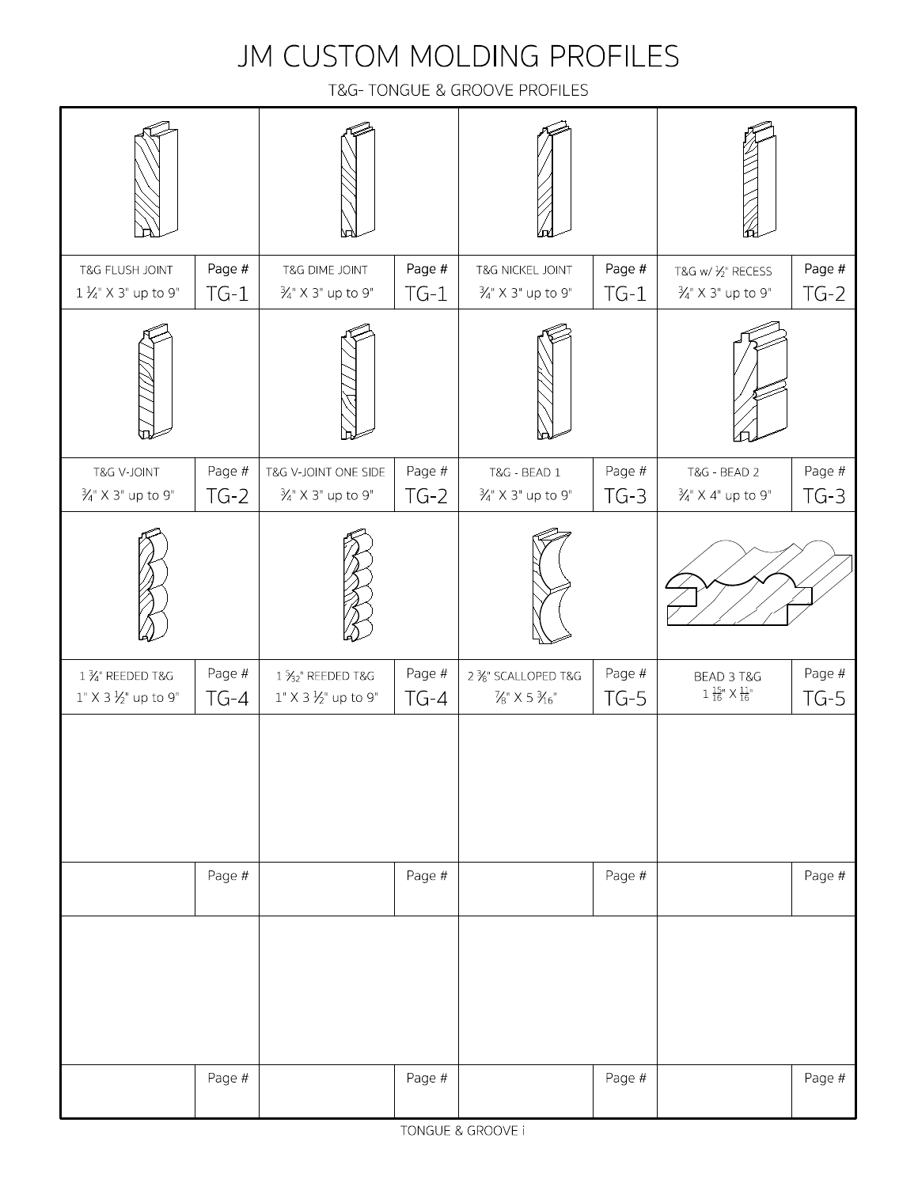# JM CUSTOM MOLDING PROFILES

## T&G- TONGUE & GROOVE PROFILES

| Profile | Page # |
|---|---|
| T&G FLUSH JOINT<br>1 ¼" X 3" up to 9" | TG-1 |
| T&G DIME JOINT<br>¾" X 3" up to 9" | TG-1 |
| T&G NICKEL JOINT<br>¾" X 3" up to 9" | TG-1 |
| T&G w/ ½" RECESS<br>¾" X 3" up to 9" | TG-2 |
| T&G V-JOINT<br>¾" X 3" up to 9" | TG-2 |
| T&G V-JOINT ONE SIDE<br>¾" X 3" up to 9" | TG-2 |
| T&G - BEAD 1<br>¾" X 3" up to 9" | TG-3 |
| T&G - BEAD 2<br>¾" X 4" up to 9" | TG-3 |
| 1 ¾" REEDED T&G<br>1" X 3 ½" up to 9" | TG-4 |
| 1 5/32" REEDED T&G<br>1" X 3 ½" up to 9" | TG-4 |
| 2 ⅜" SCALLOPED T&G<br>⅞" X 5 3/16" | TG-5 |
| BEAD 3 T&G<br>1 15/16" X 11/16" | TG-5 |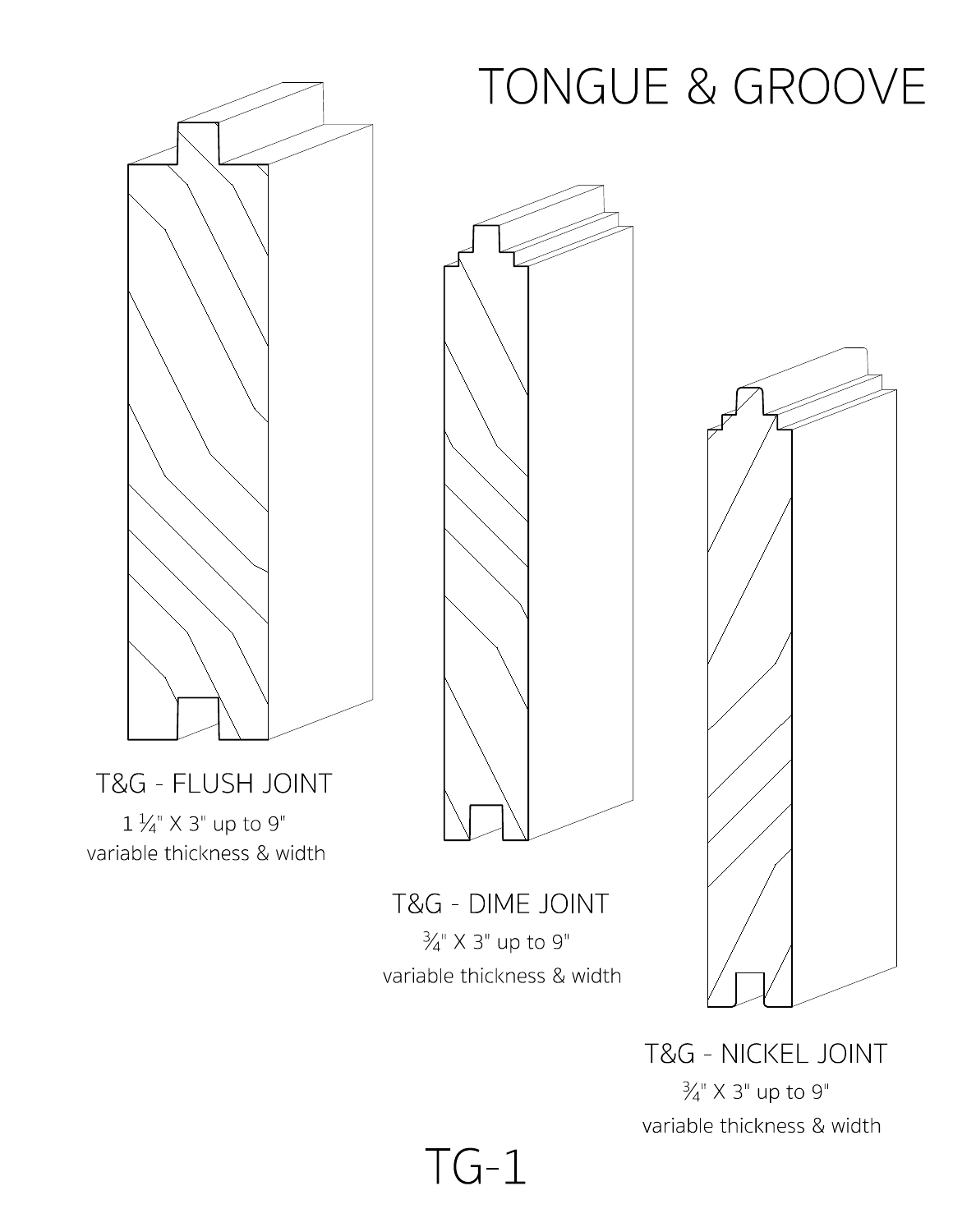# TONGUE & GROOVE

T&G - FLUSH JOINT
1 ¼" X 3" up to 9"
variable thickness & width

T&G - DIME JOINT
¾" X 3" up to 9"
variable thickness & width

T&G - NICKEL JOINT
¾" X 3" up to 9"
variable thickness & width

TG-1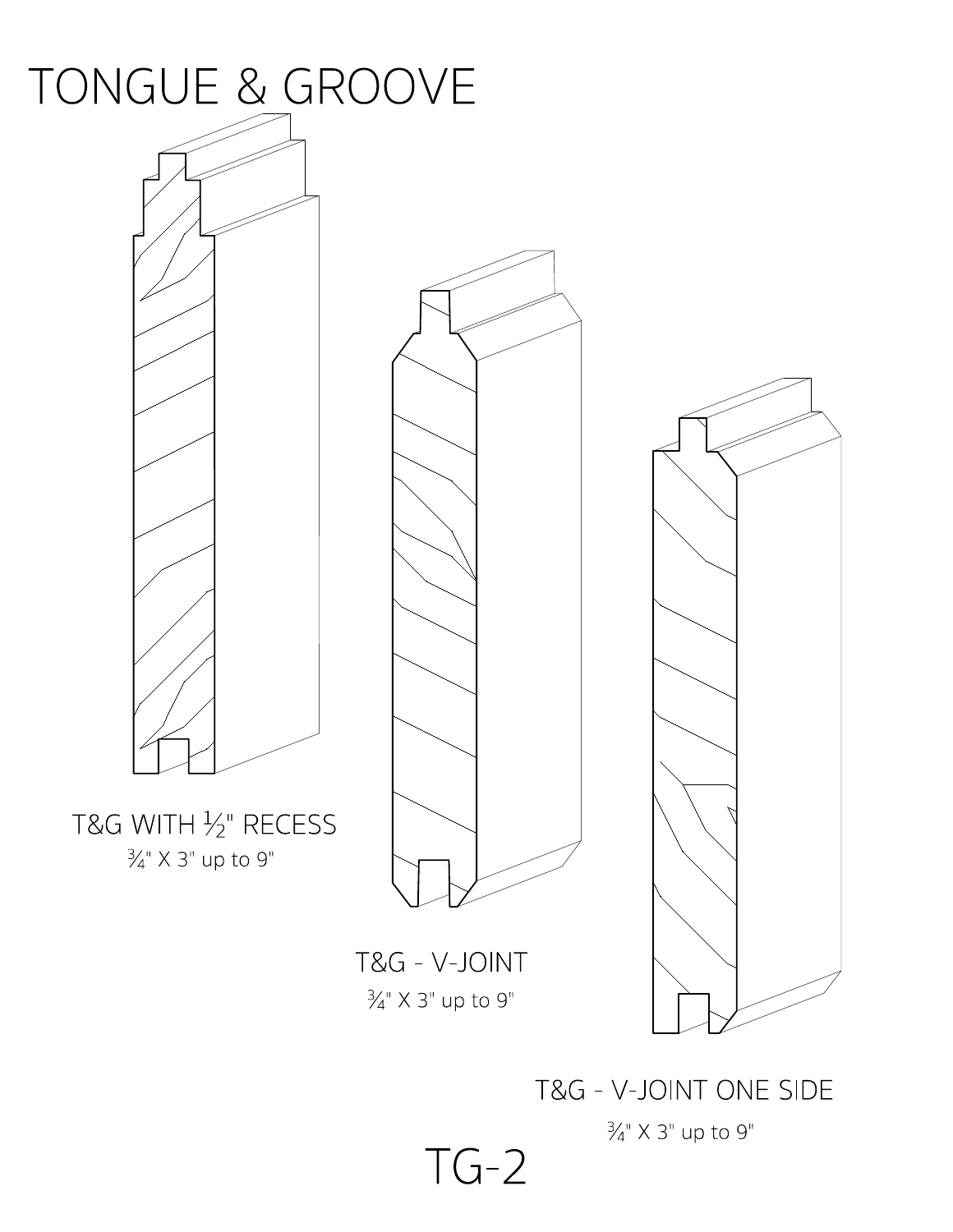# TONGUE & GROOVE

T&G WITH ½" RECESS

¾" X 3" up to 9"

T&G - V-JOINT

¾" X 3" up to 9"

T&G - V-JOINT ONE SIDE

¾" X 3" up to 9"

TG-2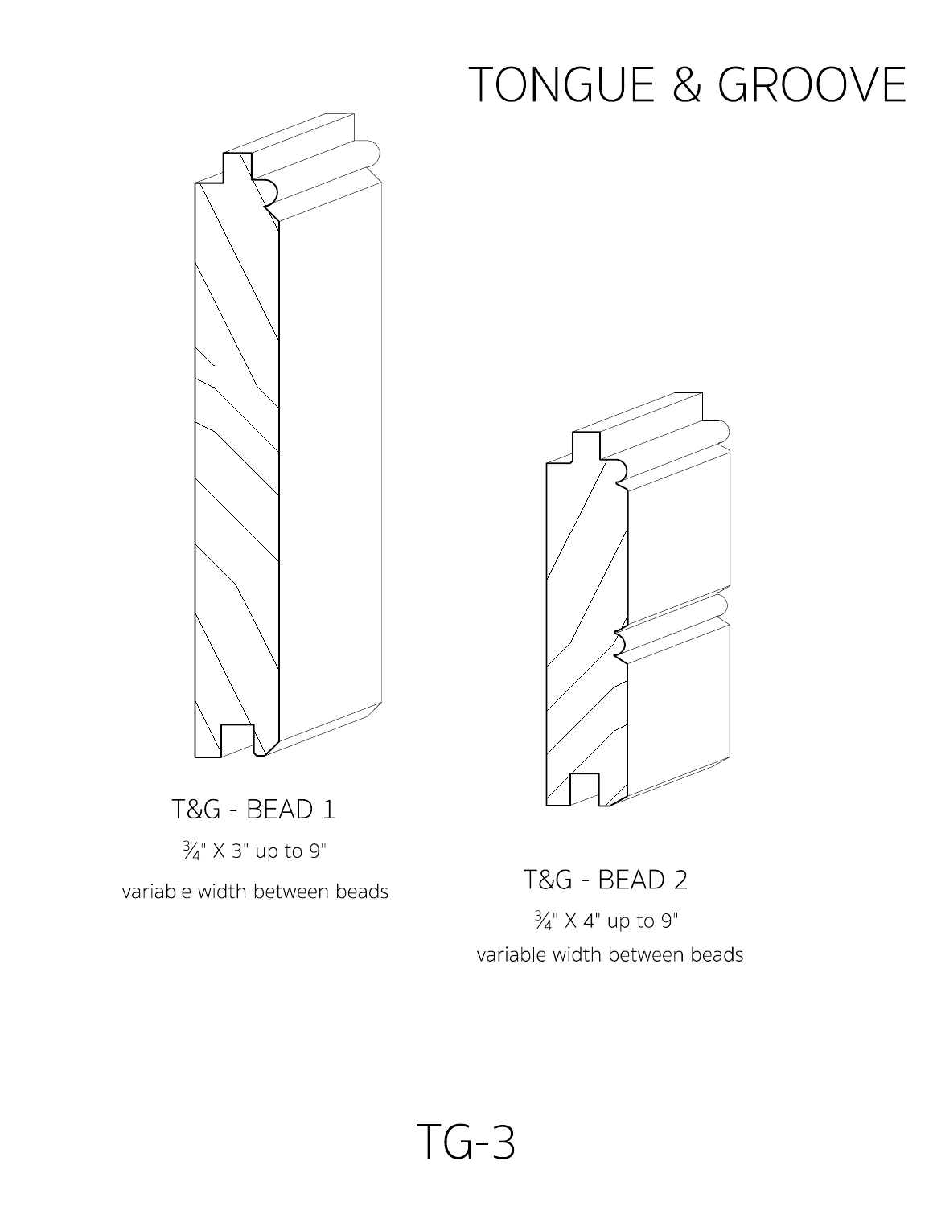# TONGUE & GROOVE

T&G - BEAD 1

¾" X 3" up to 9"

variable width between beads

T&G - BEAD 2

¾" X 4" up to 9"

variable width between beads

TG-3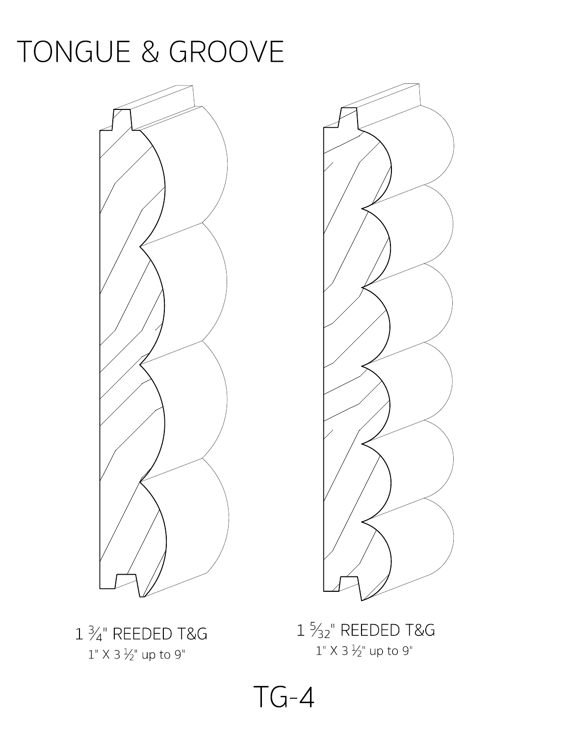# TONGUE & GROOVE

1 ¾" REEDED T&G

1" X 3 ½" up to 9"

1 5⁄32" REEDED T&G

1" X 3 ½" up to 9"

TG-4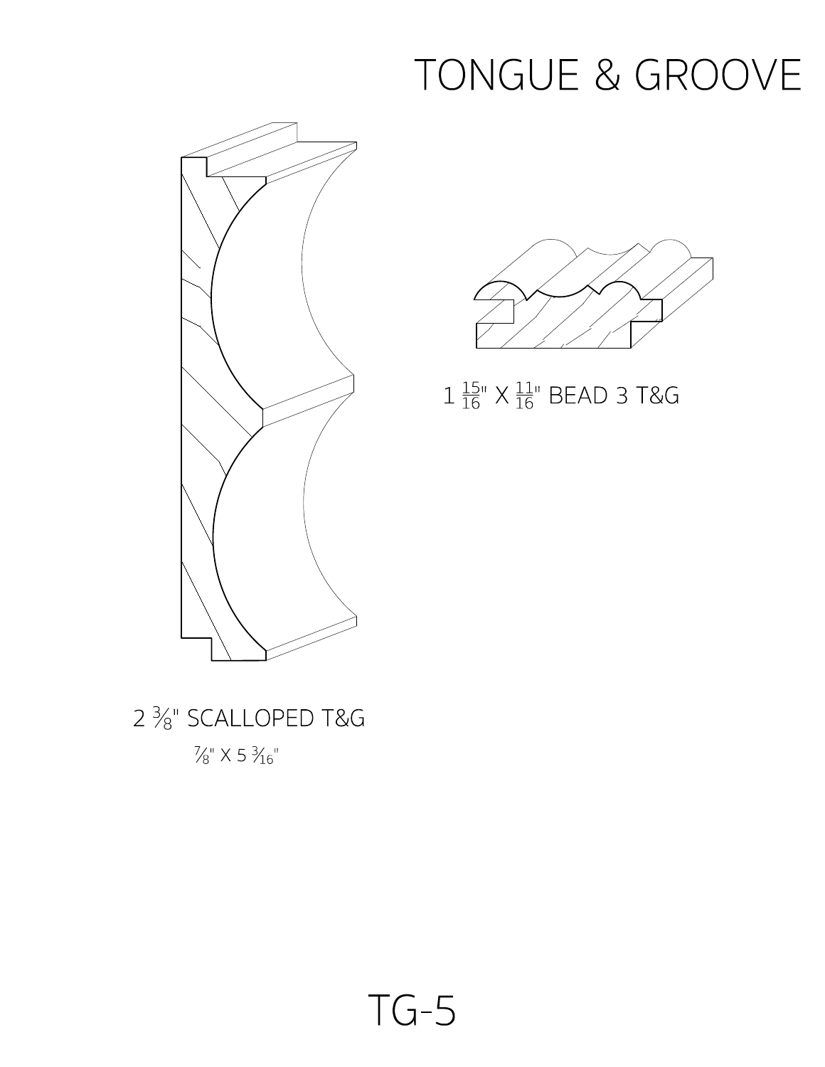# TONGUE & GROOVE

1 15/16" X 11/16" BEAD 3 T&G

2 3/8" SCALLOPED T&G

7/8" X 5 3/16"

TG-5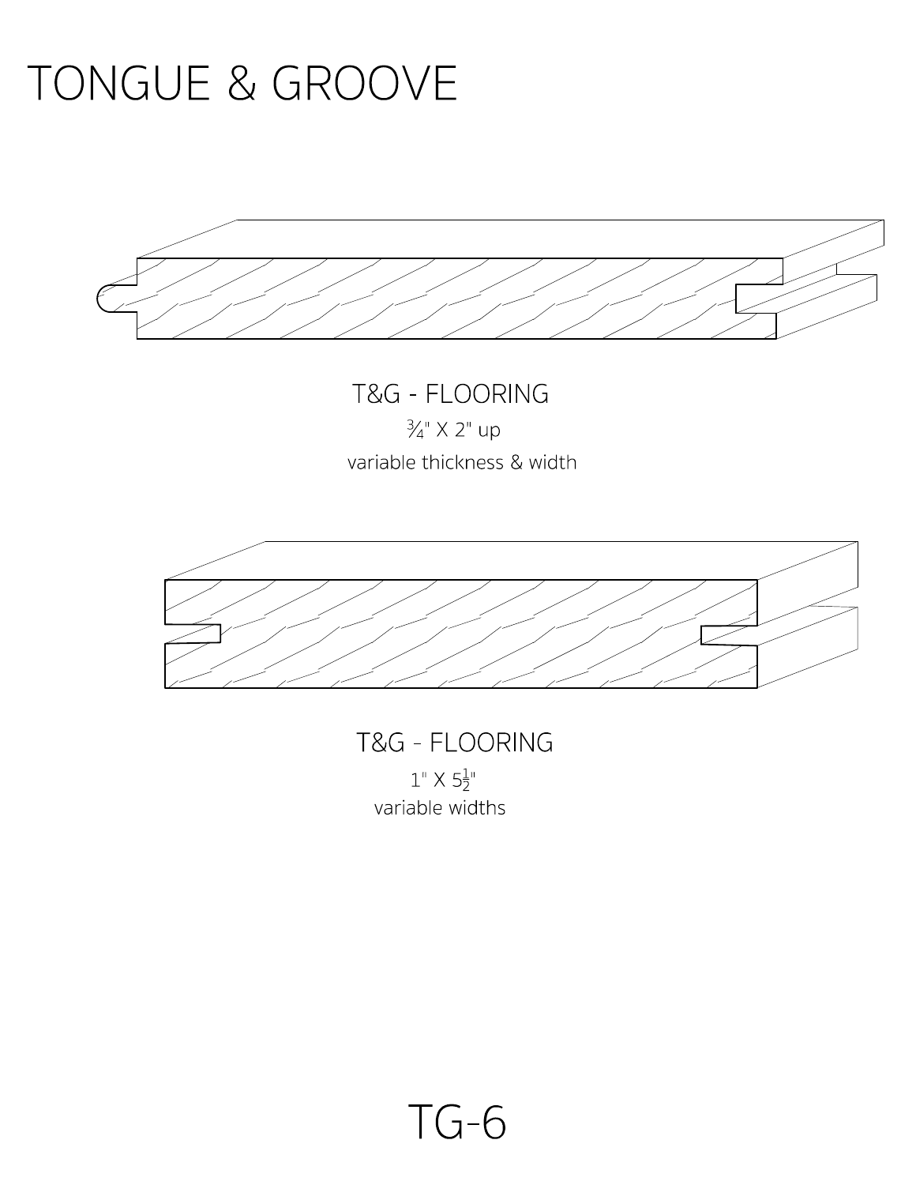# TONGUE & GROOVE

T&G - FLOORING

¾" X 2" up

variable thickness & width

T&G - FLOORING

1" X 5½"

variable widths

TG-6